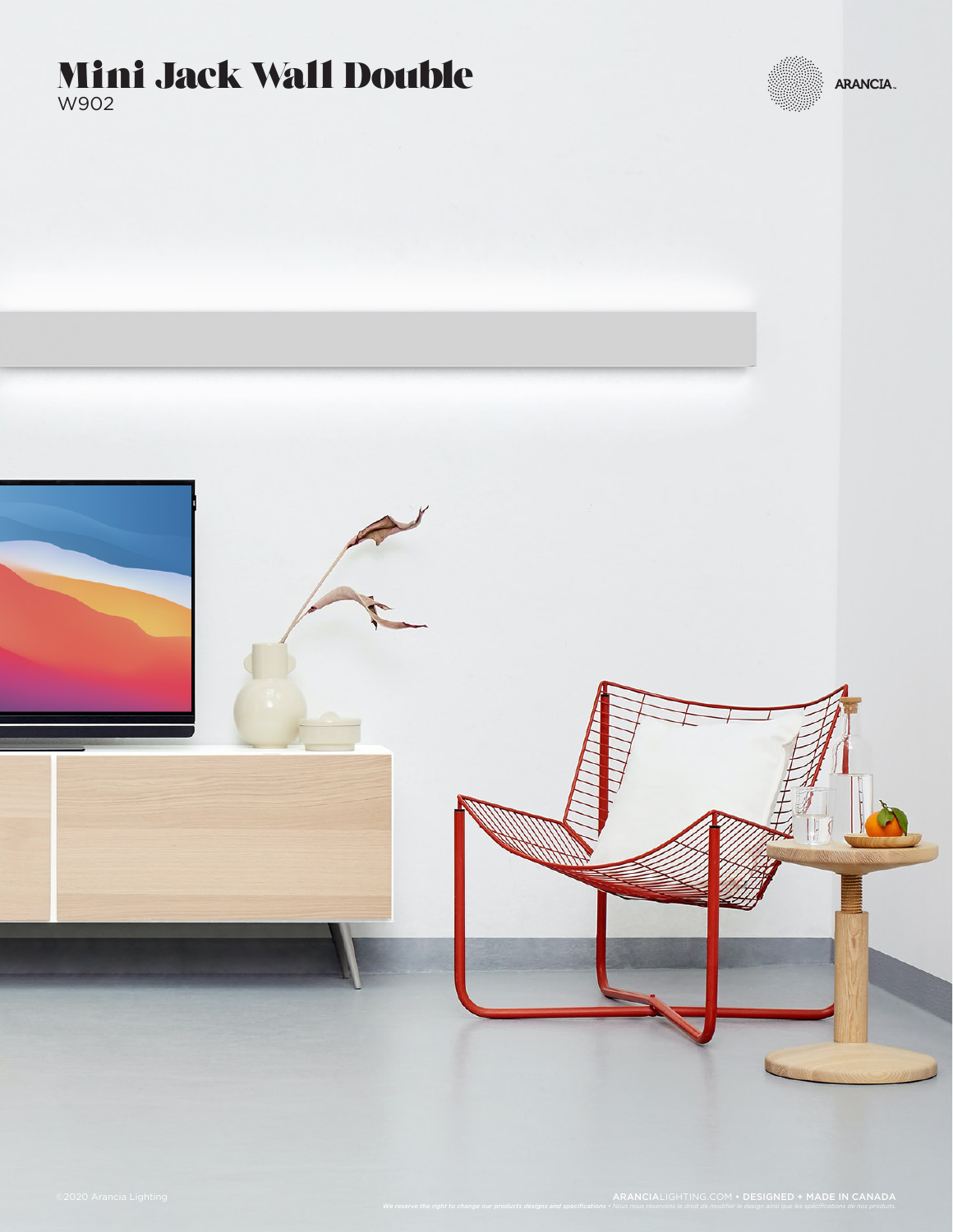# Mini Jack Wall Double

W902

ARANCIA.

©2020 Arancia Lighting

ARANCIALIGHTING.COM • DESIGNED + MADE IN CANADA

*We reserve the right to change our products designs and specifications • Nous nous réservons le droit de modifier le design ainsi que les spécifications de nos produits.*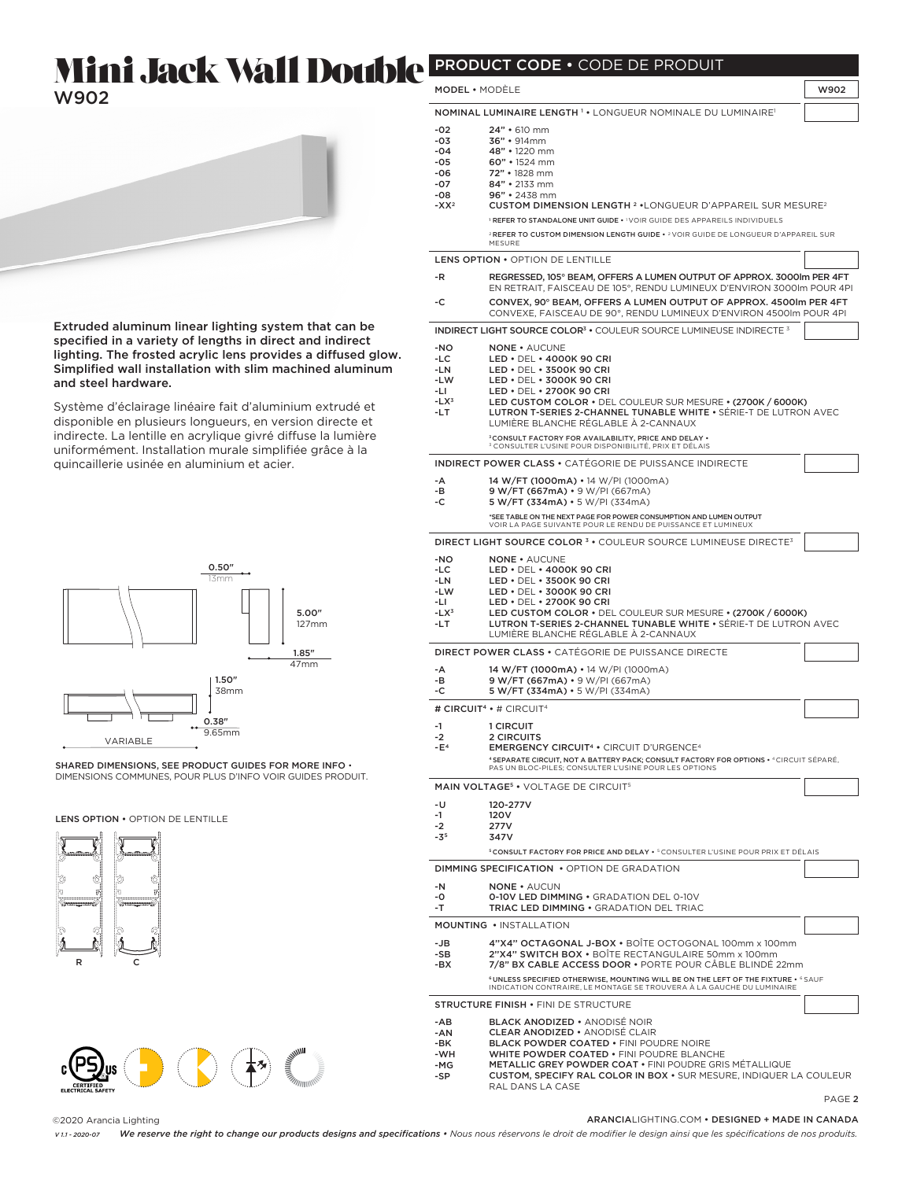# Mini Jack Wall Double

W902

Extruded aluminum linear lighting system that can be specified in a variety of lengths in direct and indirect lighting. The frosted acrylic lens provides a diffused glow. Simplified wall installation with slim machined aluminum and steel hardware.

Système d'éclairage linéaire fait d'aluminium extrudé et disponible en plusieurs longueurs, en version directe et indirecte. La lentille en acrylique givré diffuse la lumière uniformément. Installation murale simplifiée grâce à la quincaillerie usinée en aluminium et acier.

0.50″ 13mm

5.00″ 127mm

1.85″ 47mm

1.50″ 38mm

0.38″ 9.65mm

VARIABLE

SHARED DIMENSIONS, SEE PRODUCT GUIDES FOR MORE INFO • DIMENSIONS COMMUNES, POUR PLUS D'INFO VOIR GUIDES PRODUIT.

LENS OPTION • OPTION DE LENTILLE

R C

## PRODUCT CODE • CODE DE PRODUIT

**MODEL** • MODÈLE: W902

### NOMINAL LUMINAIRE LENGTH [1] • LONGUEUR NOMINALE DU LUMINAIRE[1]

| Code | Description |
|---|---|
| -02 | **24"** • 610 mm |
| -03 | **36"** • 914mm |
| -04 | **48"** • 1220 mm |
| -05 | **60"** • 1524 mm |
| -06 | **72"** • 1828 mm |
| -07 | **84"** • 2133 mm |
| -08 | **96"** • 2438 mm |
| -XX[2] | **CUSTOM DIMENSION LENGTH [2]** • LONGUEUR D'APPAREIL SUR MESURE[2] |

[1] **REFER TO STANDALONE UNIT GUIDE** • [1] VOIR GUIDE DES APPAREILS INDIVIDUELS

[2] **REFER TO CUSTOM DIMENSION LENGTH GUIDE** • [2] VOIR GUIDE DE LONGUEUR D'APPAREIL SUR MESURE

### LENS OPTION • OPTION DE LENTILLE

| Code | Description |
|---|---|
| -R | **REGRESSED, 105° BEAM, OFFERS A LUMEN OUTPUT OF APPROX. 3000lm PER 4FT** EN RETRAIT, FAISCEAU DE 105°, RENDU LUMINEUX D'ENVIRON 3000lm POUR 4PI |
| -C | **CONVEX, 90° BEAM, OFFERS A LUMEN OUTPUT OF APPROX. 4500lm PER 4FT** CONVEXE, FAISCEAU DE 90°, RENDU LUMINEUX D'ENVIRON 4500lm POUR 4PI |

### INDIRECT LIGHT SOURCE COLOR[3] • COULEUR SOURCE LUMINEUSE INDIRECTE[3]

| Code | Description |
|---|---|
| -NO | **NONE** • AUCUNE |
| -LC | **LED** • DEL • **4000K 90 CRI** |
| -LN | **LED** • DEL • **3500K 90 CRI** |
| -LW | **LED** • DEL • **3000K 90 CRI** |
| -LI | **LED** • DEL • **2700K 90 CRI** |
| -LX[3] | **LED CUSTOM COLOR** • DEL COULEUR SUR MESURE • **(2700K / 6000K)** |
| -LT | **LUTRON T-SERIES 2-CHANNEL TUNABLE WHITE** • SÉRIE-T DE LUTRON AVEC LUMIÈRE BLANCHE RÉGLABLE À 2-CANNAUX |

[3] **CONSULT FACTORY FOR AVAILABILITY, PRICE AND DELAY** • [3] CONSULTER L'USINE POUR DISPONIBILITÉ, PRIX ET DÉLAIS

### INDIRECT POWER CLASS • CATÉGORIE DE PUISSANCE INDIRECTE

| Code | Description |
|---|---|
| -A | **14 W/FT (1000mA)** • 14 W/PI (1000mA) |
| -B | **9 W/FT (667mA)** • 9 W/PI (667mA) |
| -C | **5 W/FT (334mA)** • 5 W/PI (334mA) |

***SEE TABLE ON THE NEXT PAGE FOR POWER CONSUMPTION AND LUMEN OUTPUT** VOIR LA PAGE SUIVANTE POUR LE RENDU DE PUISSANCE ET LUMINEUX

### DIRECT LIGHT SOURCE COLOR [3] • COULEUR SOURCE LUMINEUSE DIRECTE[3]

| Code | Description |
|---|---|
| -NO | **NONE** • AUCUNE |
| -LC | **LED** • DEL • **4000K 90 CRI** |
| -LN | **LED** • DEL • **3500K 90 CRI** |
| -LW | **LED** • DEL • **3000K 90 CRI** |
| -LI | **LED** • DEL • **2700K 90 CRI** |
| -LX[3] | **LED CUSTOM COLOR** • DEL COULEUR SUR MESURE • **(2700K / 6000K)** |
| -LT | **LUTRON T-SERIES 2-CHANNEL TUNABLE WHITE** • SÉRIE-T DE LUTRON AVEC LUMIÈRE BLANCHE RÉGLABLE À 2-CANNAUX |

### DIRECT POWER CLASS • CATÉGORIE DE PUISSANCE DIRECTE

| Code | Description |
|---|---|
| -A | **14 W/FT (1000mA)** • 14 W/PI (1000mA) |
| -B | **9 W/FT (667mA)** • 9 W/PI (667mA) |
| -C | **5 W/FT (334mA)** • 5 W/PI (334mA) |

### # CIRCUIT[4] • # CIRCUIT[4]

| Code | Description |
|---|---|
| -1 | **1 CIRCUIT** |
| -2 | **2 CIRCUITS** |
| -E[4] | **EMERGENCY CIRCUIT[4]** • CIRCUIT D'URGENCE[4] |

[4] **SEPARATE CIRCUIT, NOT A BATTERY PACK; CONSULT FACTORY FOR OPTIONS** • [4] CIRCUIT SÉPARÉ, PAS UN BLOC-PILES; CONSULTER L'USINE POUR LES OPTIONS

### MAIN VOLTAGE[5] • VOLTAGE DE CIRCUIT[5]

| Code | Description |
|---|---|
| -U | **120-277V** |
| -1 | **120V** |
| -2 | **277V** |
| -3[5] | **347V** |

[5] **CONSULT FACTORY FOR PRICE AND DELAY** • [5] CONSULTER L'USINE POUR PRIX ET DÉLAIS

### DIMMING SPECIFICATION • OPTION DE GRADATION

| Code | Description |
|---|---|
| -N | **NONE** • AUCUN |
| -O | **0-10V LED DIMMING** • GRADATION DEL 0-10V |
| -T | **TRIAC LED DIMMING** • GRADATION DEL TRIAC |

### MOUNTING • INSTALLATION

| Code | Description |
|---|---|
| -JB | **4"X4" OCTAGONAL J-BOX** • BOÎTE OCTOGONAL 100mm x 100mm |
| -SB | **2"X4" SWITCH BOX** • BOÎTE RECTANGULAIRE 50mm x 100mm |
| -BX | **7/8" BX CABLE ACCESS DOOR** • PORTE POUR CÂBLE BLINDÉ 22mm |

[6] **UNLESS SPECIFIED OTHERWISE, MOUNTING WILL BE ON THE LEFT OF THE FIXTURE** • [6] SAUF INDICATION CONTRAIRE, LE MONTAGE SE TROUVERA À LA GAUCHE DU LUMINAIRE

### STRUCTURE FINISH • FINI DE STRUCTURE

| Code | Description |
|---|---|
| -AB | **BLACK ANODIZED** • ANODISÉ NOIR |
| -AN | **CLEAR ANODIZED** • ANODISÉ CLAIR |
| -BK | **BLACK POWDER COATED** • FINI POUDRE NOIRE |
| -WH | **WHITE POWDER COATED** • FINI POUDRE BLANCHE |
| -MG | **METALLIC GREY POWDER COAT** • FINI POUDRE GRIS MÉTALLIQUE |
| -SP | **CUSTOM, SPECIFY RAL COLOR IN BOX** • SUR MESURE, INDIQUER LA COULEUR RAL DANS LA CASE |

©2020 Arancia Lighting

ARANCIALIGHTING.COM • DESIGNED + MADE IN CANADA

V 1.1 - 2020-07 *We reserve the right to change our products designs and specifications • Nous nous réservons le droit de modifier le design ainsi que les spécifications de nos produits.*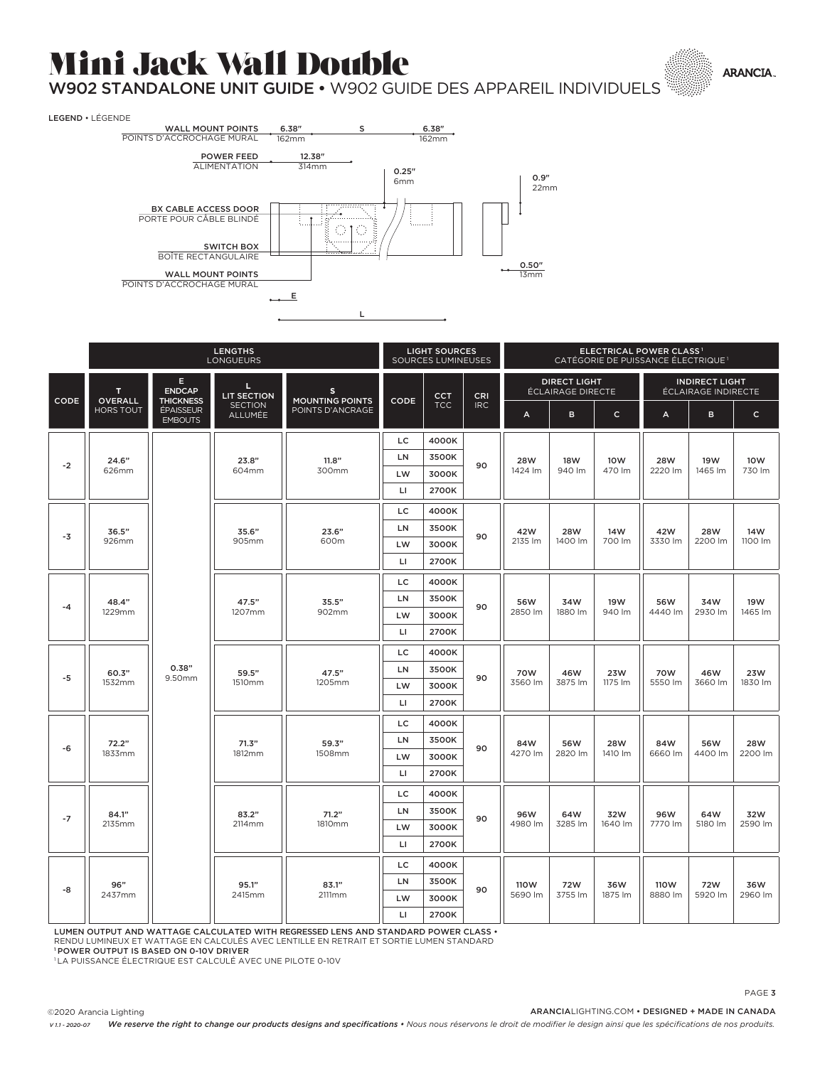# Mini Jack Wall Double

## W902 STANDALONE UNIT GUIDE • W902 GUIDE DES APPAREIL INDIVIDUELS

ARANCIA.

**LEGEND** • LÉGENDE

WALL MOUNT POINTS / POINTS D'ACCROCHAGE MURAL — 6.38" 162mm — S — 6.38" 162mm

POWER FEED / ALIMENTATION — 12.38" 314mm

BX CABLE ACCESS DOOR / PORTE POUR CÂBLE BLINDÉ

SWITCH BOX / BOÎTE RECTANGULAIRE

WALL MOUNT POINTS / POINTS D'ACCROCHAGE MURAL

0.25" 6mm

0.9" 22mm

0.50" 13mm

E

L

| | LENGTHS LONGUEURS | | | | LIGHT SOURCES SOURCES LUMINEUSES | | | ELECTRICAL POWER CLASS[1] CATÉGORIE DE PUISSANCE ÉLECTRIQUE[1] | | | | | |
|---|---|---|---|---|---|---|---|---|---|---|---|---|---|
| | | | | | | | | DIRECT LIGHT ÉCLAIRAGE DIRECTE | | | INDIRECT LIGHT ÉCLAIRAGE INDIRECTE | | |
| CODE | T OVERALL HORS TOUT | E ENDCAP THICKNESS ÉPAISSEUR EMBOUTS | L LIT SECTION SECTION ALLUMÉE | S MOUNTING POINTS POINTS D'ANCRAGE | CODE | CCT TCC | CRI IRC | A | B | C | A | B | C |
| -2 | 24.6" 626mm | 0.38" 9.50mm | 23.8" 604mm | 11.8" 300mm | LC | 4000K | 90 | 28W 1424 lm | 18W 940 lm | 10W 470 lm | 28W 2220 lm | 19W 1465 lm | 10W 730 lm |
| | | | | | LN | 3500K | | | | | | | |
| | | | | | LW | 3000K | | | | | | | |
| | | | | | LI | 2700K | | | | | | | |
| -3 | 36.5" 926mm | | 35.6" 905mm | 23.6" 600m | LC | 4000K | 90 | 42W 2135 lm | 28W 1400 lm | 14W 700 lm | 42W 3330 lm | 28W 2200 lm | 14W 1100 lm |
| | | | | | LN | 3500K | | | | | | | |
| | | | | | LW | 3000K | | | | | | | |
| | | | | | LI | 2700K | | | | | | | |
| -4 | 48.4" 1229mm | | 47.5" 1207mm | 35.5" 902mm | LC | 4000K | 90 | 56W 2850 lm | 34W 1880 lm | 19W 940 lm | 56W 4440 lm | 34W 2930 lm | 19W 1465 lm |
| | | | | | LN | 3500K | | | | | | | |
| | | | | | LW | 3000K | | | | | | | |
| | | | | | LI | 2700K | | | | | | | |
| -5 | 60.3" 1532mm | | 59.5" 1510mm | 47.5" 1205mm | LC | 4000K | 90 | 70W 3560 lm | 46W 3875 lm | 23W 1175 lm | 70W 5550 lm | 46W 3660 lm | 23W 1830 lm |
| | | | | | LN | 3500K | | | | | | | |
| | | | | | LW | 3000K | | | | | | | |
| | | | | | LI | 2700K | | | | | | | |
| -6 | 72.2" 1833mm | | 71.3" 1812mm | 59.3" 1508mm | LC | 4000K | 90 | 84W 4270 lm | 56W 2820 lm | 28W 1410 lm | 84W 6660 lm | 56W 4400 lm | 28W 2200 lm |
| | | | | | LN | 3500K | | | | | | | |
| | | | | | LW | 3000K | | | | | | | |
| | | | | | LI | 2700K | | | | | | | |
| -7 | 84.1" 2135mm | | 83.2" 2114mm | 71.2" 1810mm | LC | 4000K | 90 | 96W 4980 lm | 64W 3285 lm | 32W 1640 lm | 96W 7770 lm | 64W 5180 lm | 32W 2590 lm |
| | | | | | LN | 3500K | | | | | | | |
| | | | | | LW | 3000K | | | | | | | |
| | | | | | LI | 2700K | | | | | | | |
| -8 | 96" 2437mm | | 95.1" 2415mm | 83.1" 2111mm | LC | 4000K | 90 | 110W 5690 lm | 72W 3755 lm | 36W 1875 lm | 110W 8880 lm | 72W 5920 lm | 36W 2960 lm |
| | | | | | LN | 3500K | | | | | | | |
| | | | | | LW | 3000K | | | | | | | |
| | | | | | LI | 2700K | | | | | | | |

**LUMEN OUTPUT AND WATTAGE CALCULATED WITH REGRESSED LENS AND STANDARD POWER CLASS** •
RENDU LUMINEUX ET WATTAGE EN CALCULÉS AVEC LENTILLE EN RETRAIT ET SORTIE LUMEN STANDARD

[1] **POWER OUTPUT IS BASED ON 0-10V DRIVER**

[1] LA PUISSANCE ÉLECTRIQUE EST CALCULÉ AVEC UNE PILOTE 0-10V

©2020 Arancia Lighting

ARANCIALIGHTING.COM • DESIGNED + MADE IN CANADA

*V 1.1 - 2020-07* *We reserve the right to change our products designs and specifications • Nous nous réservons le droit de modifier le design ainsi que les spécifications de nos produits.*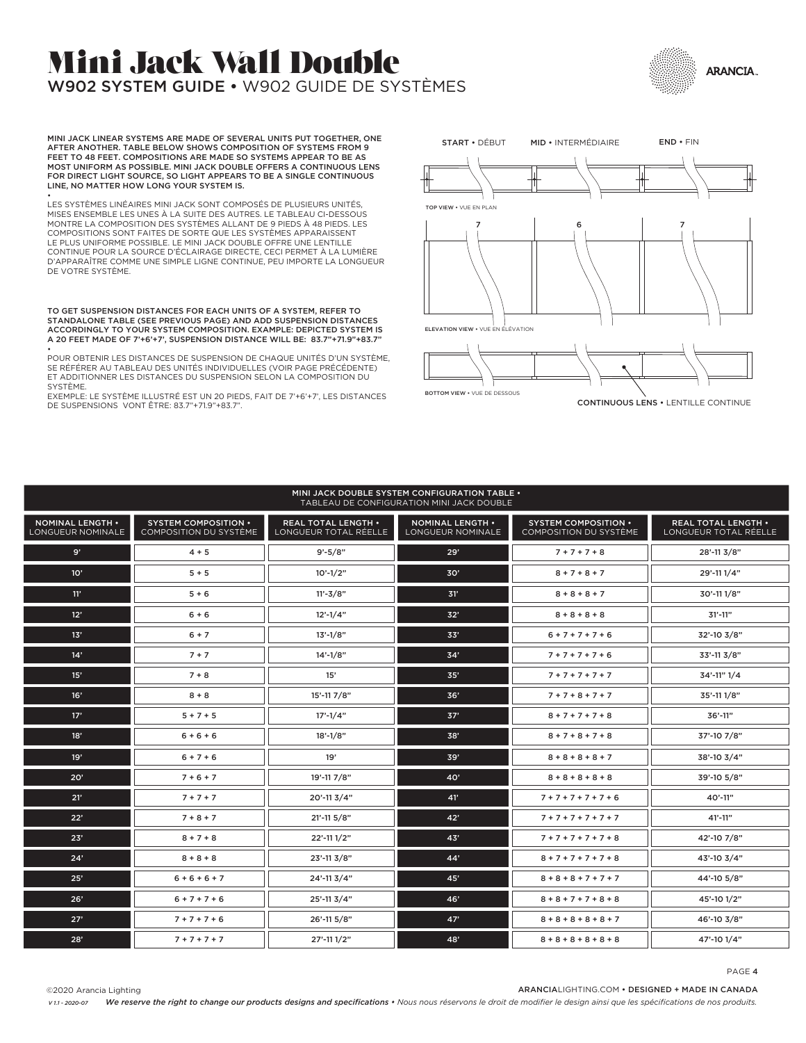# Mini Jack Wall Double

## W902 SYSTEM GUIDE • W902 GUIDE DE SYSTÈMES

**MINI JACK LINEAR SYSTEMS ARE MADE OF SEVERAL UNITS PUT TOGETHER, ONE AFTER ANOTHER. TABLE BELOW SHOWS COMPOSITION OF SYSTEMS FROM 9 FEET TO 48 FEET. COMPOSITIONS ARE MADE SO SYSTEMS APPEAR TO BE AS MOST UNIFORM AS POSSIBLE. MINI JACK DOUBLE OFFERS A CONTINUOUS LENS FOR DIRECT LIGHT SOURCE, SO LIGHT APPEARS TO BE A SINGLE CONTINUOUS LINE, NO MATTER HOW LONG YOUR SYSTEM IS.**

•

LES SYSTÈMES LINÉAIRES MINI JACK SONT COMPOSÉS DE PLUSIEURS UNITÉS, MISES ENSEMBLE LES UNES À LA SUITE DES AUTRES. LE TABLEAU CI-DESSOUS MONTRE LA COMPOSITION DES SYSTÈMES ALLANT DE 9 PIEDS À 48 PIEDS. LES COMPOSITIONS SONT FAITES DE SORTE QUE LES SYSTÈMES APPARAISSENT LE PLUS UNIFORME POSSIBLE. LE MINI JACK DOUBLE OFFRE UNE LENTILLE CONTINUE POUR LA SOURCE D'ÉCLAIRAGE DIRECTE, CECI PERMET À LA LUMIÈRE D'APPARAÎTRE COMME UNE SIMPLE LIGNE CONTINUE, PEU IMPORTE LA LONGUEUR DE VOTRE SYSTÈME.

**TO GET SUSPENSION DISTANCES FOR EACH UNITS OF A SYSTEM, REFER TO STANDALONE TABLE (SEE PREVIOUS PAGE) AND ADD SUSPENSION DISTANCES ACCORDINGLY TO YOUR SYSTEM COMPOSITION. EXAMPLE: DEPICTED SYSTEM IS A 20 FEET MADE OF 7'+6'+7', SUSPENSION DISTANCE WILL BE: 83.7"+71.9"+83.7"**

•

POUR OBTENIR LES DISTANCES DE SUSPENSION DE CHAQUE UNITÉS D'UN SYSTÈME, SE RÉFÉRER AU TABLEAU DES UNITÉS INDIVIDUELLES (VOIR PAGE PRÉCÉDENTE) ET ADDITIONNER LES DISTANCES DU SUSPENSION SELON LA COMPOSITION DU SYSTÈME.
EXEMPLE: LE SYSTÈME ILLUSTRÉ EST UN 20 PIEDS, FAIT DE 7'+6'+7', LES DISTANCES DE SUSPENSIONS VONT ÊTRE: 83.7"+71.9"+83.7".

**START** • DÉBUT **MID** • INTERMÉDIAIRE **END** • FIN

**TOP VIEW** • VUE EN PLAN

7 6 7

**ELEVATION VIEW** • VUE EN ÉLÉVATION

**BOTTOM VIEW** • VUE DE DESSOUS

**CONTINUOUS LENS** • LENTILLE CONTINUE

**MINI JACK DOUBLE SYSTEM CONFIGURATION TABLE •** TABLEAU DE CONFIGURATION MINI JACK DOUBLE

| NOMINAL LENGTH • LONGUEUR NOMINALE | SYSTEM COMPOSITION • COMPOSITION DU SYSTÈME | REAL TOTAL LENGTH • LONGUEUR TOTAL RÉELLE | NOMINAL LENGTH • LONGUEUR NOMINALE | SYSTEM COMPOSITION • COMPOSITION DU SYSTÈME | REAL TOTAL LENGTH • LONGUEUR TOTAL RÉELLE |
|---|---|---|---|---|---|
| 9' | 4 + 5 | 9'-5/8" | 29' | 7 + 7 + 7 + 8 | 28'-11 3/8" |
| 10' | 5 + 5 | 10'-1/2" | 30' | 8 + 7 + 8 + 7 | 29'-11 1/4" |
| 11' | 5 + 6 | 11'-3/8" | 31' | 8 + 8 + 8 + 7 | 30'-11 1/8" |
| 12' | 6 + 6 | 12'-1/4" | 32' | 8 + 8 + 8 + 8 | 31'-11" |
| 13' | 6 + 7 | 13'-1/8" | 33' | 6 + 7 + 7 + 7 + 6 | 32'-10 3/8" |
| 14' | 7 + 7 | 14'-1/8" | 34' | 7 + 7 + 7 + 7 + 6 | 33'-11 3/8" |
| 15' | 7 + 8 | 15' | 35' | 7 + 7 + 7 + 7 + 7 | 34'-11" 1/4 |
| 16' | 8 + 8 | 15'-11 7/8" | 36' | 7 + 7 + 8 + 7 + 7 | 35'-11 1/8" |
| 17' | 5 + 7 + 5 | 17'-1/4" | 37' | 8 + 7 + 7 + 7 + 8 | 36'-11" |
| 18' | 6 + 6 + 6 | 18'-1/8" | 38' | 8 + 7 + 8 + 7 + 8 | 37'-10 7/8" |
| 19' | 6 + 7 + 6 | 19' | 39' | 8 + 8 + 8 + 8 + 7 | 38'-10 3/4" |
| 20' | 7 + 6 + 7 | 19'-11 7/8" | 40' | 8 + 8 + 8 + 8 + 8 | 39'-10 5/8" |
| 21' | 7 + 7 + 7 | 20'-11 3/4" | 41' | 7 + 7 + 7 + 7 + 7 + 6 | 40'-11" |
| 22' | 7 + 8 + 7 | 21'-11 5/8" | 42' | 7 + 7 + 7 + 7 + 7 + 7 | 41'-11" |
| 23' | 8 + 7 + 8 | 22'-11 1/2" | 43' | 7 + 7 + 7 + 7 + 7 + 8 | 42'-10 7/8" |
| 24' | 8 + 8 + 8 | 23'-11 3/8" | 44' | 8 + 7 + 7 + 7 + 7 + 8 | 43'-10 3/4" |
| 25' | 6 + 6 + 6 + 7 | 24'-11 3/4" | 45' | 8 + 8 + 8 + 7 + 7 + 7 | 44'-10 5/8" |
| 26' | 6 + 7 + 7 + 6 | 25'-11 3/4" | 46' | 8 + 8 + 7 + 7 + 8 + 8 | 45'-10 1/2" |
| 27' | 7 + 7 + 7 + 6 | 26'-11 5/8" | 47' | 8 + 8 + 8 + 8 + 8 + 7 | 46'-10 3/8" |
| 28' | 7 + 7 + 7 + 7 | 27'-11 1/2" | 48' | 8 + 8 + 8 + 8 + 8 + 8 | 47'-10 1/4" |

©2020 Arancia Lighting

ARANCIALIGHTING.COM • DESIGNED + MADE IN CANADA

V 1.1 - 2020-07 *We reserve the right to change our products designs and specifications • Nous nous réservons le droit de modifier le design ainsi que les spécifications de nos produits.*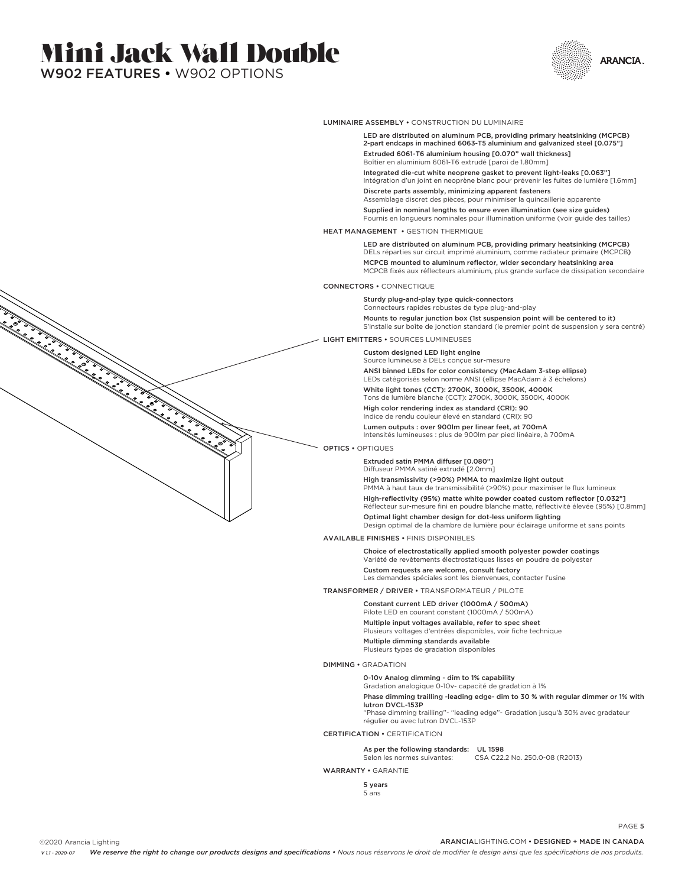# Mini Jack Wall Double

## W902 FEATURES • W902 OPTIONS

ARANCIA.

### LUMINAIRE ASSEMBLY • CONSTRUCTION DU LUMINAIRE

**LED are distributed on aluminum PCB, providing primary heatsinking (MCPCB)**
**2-part endcaps in machined 6063-T5 aluminium and galvanized steel [0.075"]**

**Extruded 6061-T6 aluminium housing [0.070" wall thickness]**
Boîtier en aluminium 6061-T6 extrudé [paroi de 1.80mm]

**Integrated die-cut white neoprene gasket to prevent light-leaks [0.063"]**
Intégration d'un joint en neoprène blanc pour prévenir les fuites de lumière [1.6mm]

**Discrete parts assembly, minimizing apparent fasteners**
Assemblage discret des pièces, pour minimiser la quincaillerie apparente

**Supplied in nominal lengths to ensure even illumination (see size guides)**
Fournis en longueurs nominales pour illumination uniforme (voir guide des tailles)

### HEAT MANAGEMENT • GESTION THERMIQUE

**LED are distributed on aluminum PCB, providing primary heatsinking (MCPCB)**
DELs réparties sur circuit imprimé aluminium, comme radiateur primaire (MCPCB)

**MCPCB mounted to aluminum reflector, wider secondary heatsinking area**
MCPCB fixés aux réflecteurs aluminium, plus grande surface de dissipation secondaire

### CONNECTORS • CONNECTIQUE

**Sturdy plug-and-play type quick-connectors**
Connecteurs rapides robustes de type plug-and-play

**Mounts to regular junction box (1st suspension point will be centered to it)**
S'installe sur boîte de jonction standard (le premier point de suspension y sera centré)

### LIGHT EMITTERS • SOURCES LUMINEUSES

**Custom designed LED light engine**
Source lumineuse à DELs conçue sur-mesure

**ANSI binned LEDs for color consistency (MacAdam 3-step ellipse)**
LEDs catégorisés selon norme ANSI (ellipse MacAdam à 3 échelons)

**White light tones (CCT): 2700K, 3000K, 3500K, 4000K**
Tons de lumière blanche (CCT): 2700K, 3000K, 3500K, 4000K

**High color rendering index as standard (CRI): 90**
Indice de rendu couleur élevé en standard (CRI): 90

**Lumen outputs : over 900lm per linear feet, at 700mA**
Intensités lumineuses : plus de 900lm par pied linéaire, à 700mA

### OPTICS • OPTIQUES

**Extruded satin PMMA diffuser [0.080"]**
Diffuseur PMMA satiné extrudé [2.0mm]

**High transmissivity (>90%) PMMA to maximize light output**
PMMA à haut taux de transmissibilité (>90%) pour maximiser le flux lumineux

**High-reflectivity (95%) matte white powder coated custom reflector [0.032"]**
Réflecteur sur-mesure fini en poudre blanche matte, réflectivité élevée (95%) [0.8mm]

**Optimal light chamber design for dot-less uniform lighting**
Design optimal de la chambre de lumière pour éclairage uniforme et sans points

### AVAILABLE FINISHES • FINIS DISPONIBLES

**Choice of electrostatically applied smooth polyester powder coatings**
Variété de revêtements électrostatiques lisses en poudre de polyester

**Custom requests are welcome, consult factory**
Les demandes spéciales sont les bienvenues, contacter l'usine

### TRANSFORMER / DRIVER • TRANSFORMATEUR / PILOTE

**Constant current LED driver (1000mA / 500mA)**
Pilote LED en courant constant (1000mA / 500mA)

**Multiple input voltages available, refer to spec sheet**
Plusieurs voltages d'entrées disponibles, voir fiche technique

**Multiple dimming standards available**
Plusieurs types de gradation disponibles

### DIMMING • GRADATION

**0-10v Analog dimming - dim to 1% capability**
Gradation analogique 0-10v- capacité de gradation à 1%

**Phase dimming trailling -leading edge- dim to 30 % with regular dimmer or 1% with lutron DVCL-153P**
"Phase dimming trailling"- "leading edge"- Gradation jusqu'à 30% avec gradateur régulier ou avec lutron DVCL-153P

### CERTIFICATION • CERTIFICATION

**As per the following standards:** UL 1598
Selon les normes suivantes: CSA C22.2 No. 250.0-08 (R2013)

### WARRANTY • GARANTIE

**5 years**
5 ans

©2020 Arancia Lighting

ARANCIALIGHTING.COM • DESIGNED + MADE IN CANADA

*V 1.1 - 2020-07* *We reserve the right to change our products designs and specifications • Nous nous réservons le droit de modifier le design ainsi que les spécifications de nos produits.*